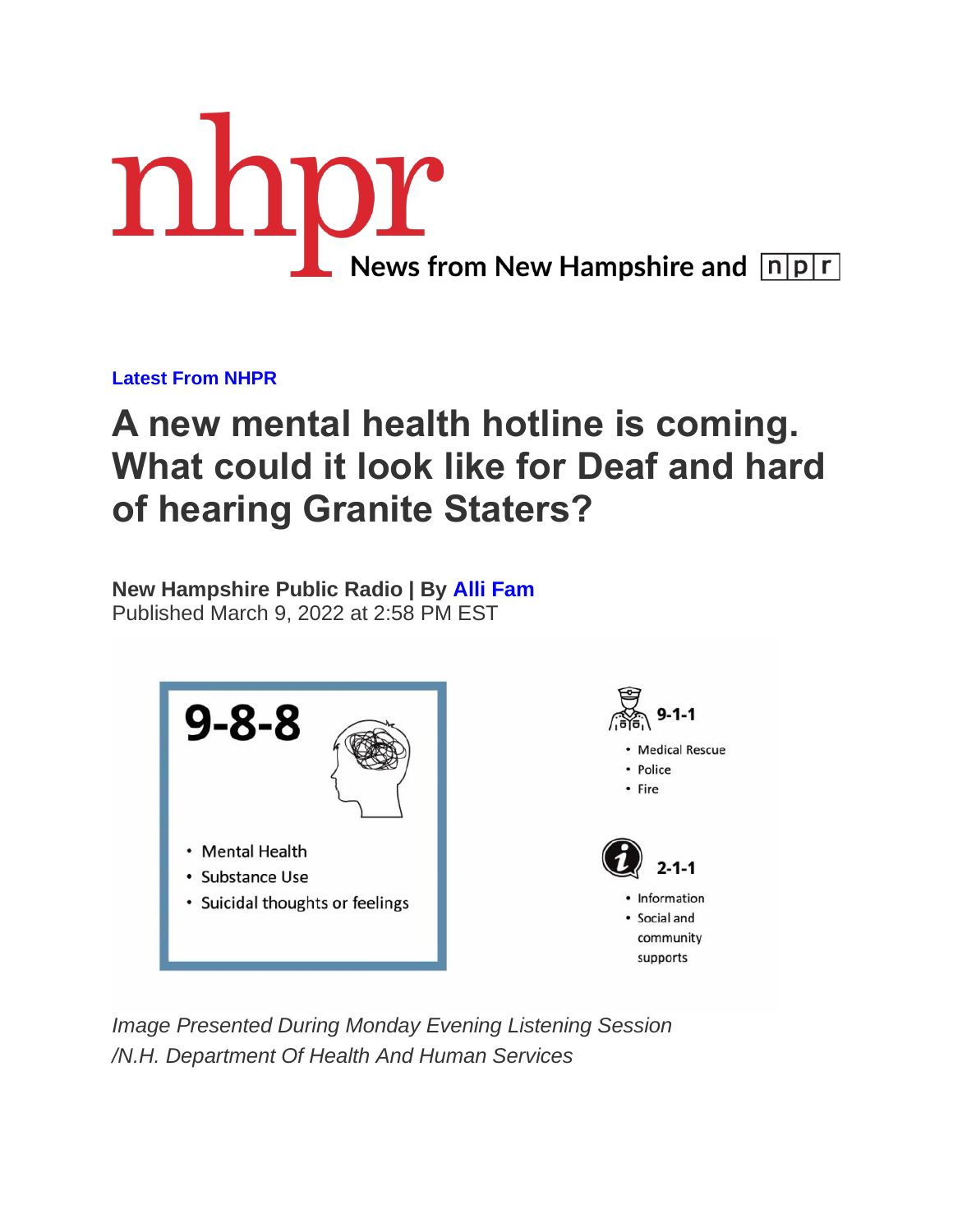nhpr

News from New Hampshire and npr

**Latest From NHPR**

# A new mental health hotline is coming. What could it look like for Deaf and hard of hearing Granite Staters?

**New Hampshire Public Radio | By Alli Fam**
Published March 9, 2022 at 2:58 PM EST

**9-8-8**

- Mental Health
- Substance Use
- Suicidal thoughts or feelings

**9-1-1**

- Medical Rescue
- Police
- Fire

**2-1-1**

- Information
- Social and community supports

*Image Presented During Monday Evening Listening Session /N.H. Department Of Health And Human Services*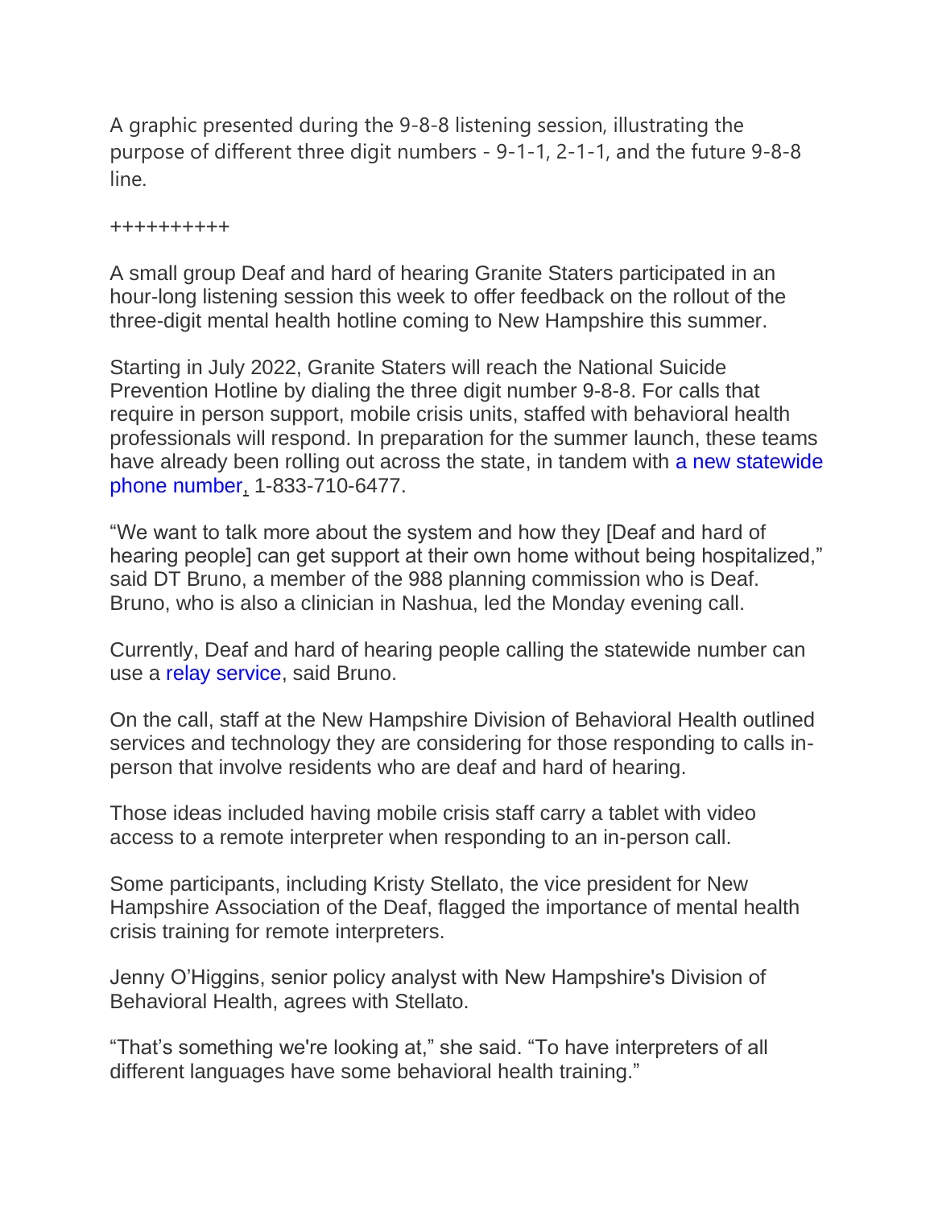A graphic presented during the 9-8-8 listening session, illustrating the purpose of different three digit numbers - 9-1-1, 2-1-1, and the future 9-8-8 line.

++++++++++

A small group Deaf and hard of hearing Granite Staters participated in an hour-long listening session this week to offer feedback on the rollout of the three-digit mental health hotline coming to New Hampshire this summer.

Starting in July 2022, Granite Staters will reach the National Suicide Prevention Hotline by dialing the three digit number 9-8-8. For calls that require in person support, mobile crisis units, staffed with behavioral health professionals will respond. In preparation for the summer launch, these teams have already been rolling out across the state, in tandem with a new statewide phone number, 1-833-710-6477.

“We want to talk more about the system and how they [Deaf and hard of hearing people] can get support at their own home without being hospitalized,” said DT Bruno, a member of the 988 planning commission who is Deaf. Bruno, who is also a clinician in Nashua, led the Monday evening call.

Currently, Deaf and hard of hearing people calling the statewide number can use a relay service, said Bruno.

On the call, staff at the New Hampshire Division of Behavioral Health outlined services and technology they are considering for those responding to calls in-person that involve residents who are deaf and hard of hearing.

Those ideas included having mobile crisis staff carry a tablet with video access to a remote interpreter when responding to an in-person call.

Some participants, including Kristy Stellato, the vice president for New Hampshire Association of the Deaf, flagged the importance of mental health crisis training for remote interpreters.

Jenny O’Higgins, senior policy analyst with New Hampshire's Division of Behavioral Health, agrees with Stellato.

“That’s something we're looking at,” she said. “To have interpreters of all different languages have some behavioral health training.”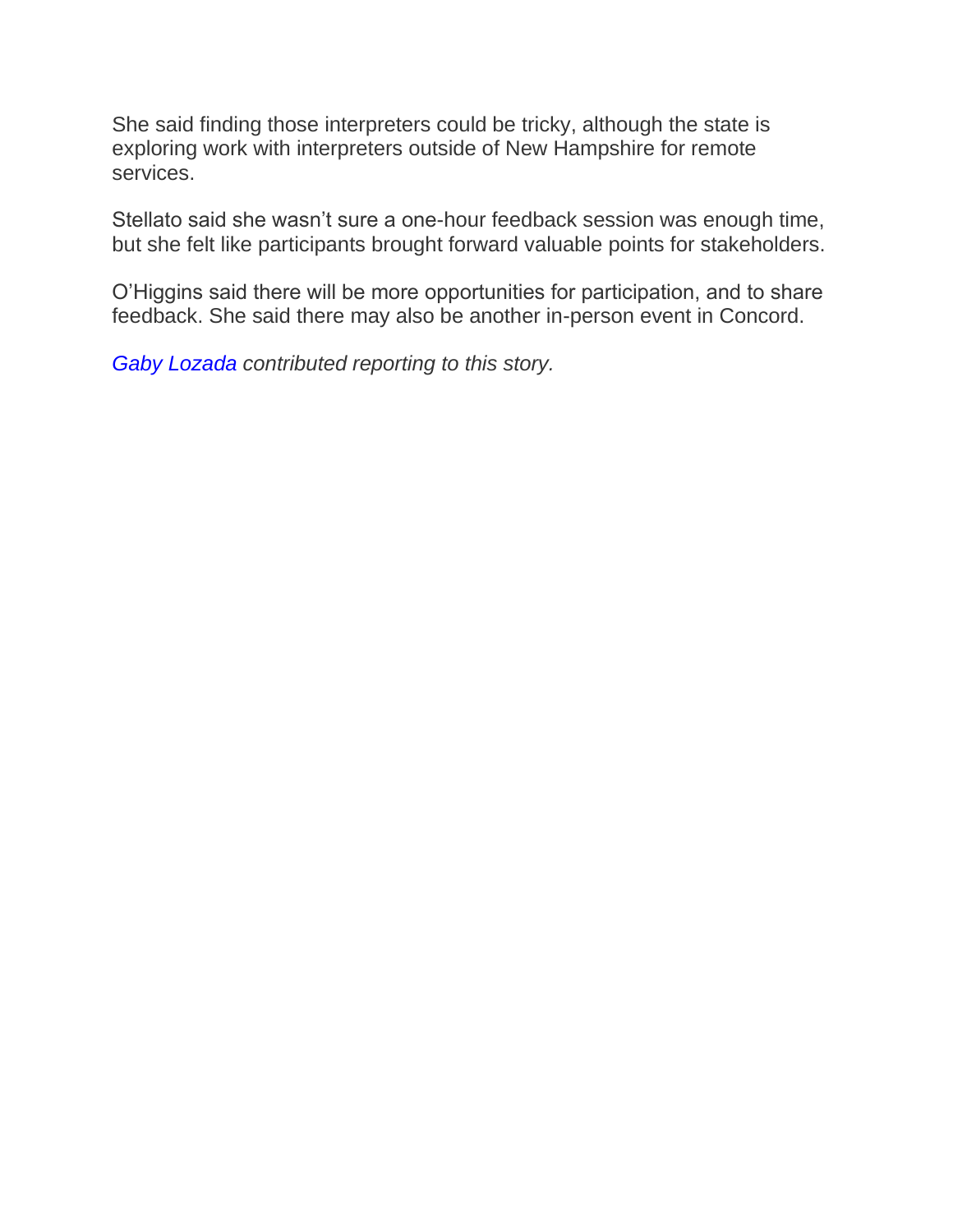She said finding those interpreters could be tricky, although the state is exploring work with interpreters outside of New Hampshire for remote services.

Stellato said she wasn't sure a one-hour feedback session was enough time, but she felt like participants brought forward valuable points for stakeholders.

O'Higgins said there will be more opportunities for participation, and to share feedback. She said there may also be another in-person event in Concord.

*Gaby Lozada contributed reporting to this story.*